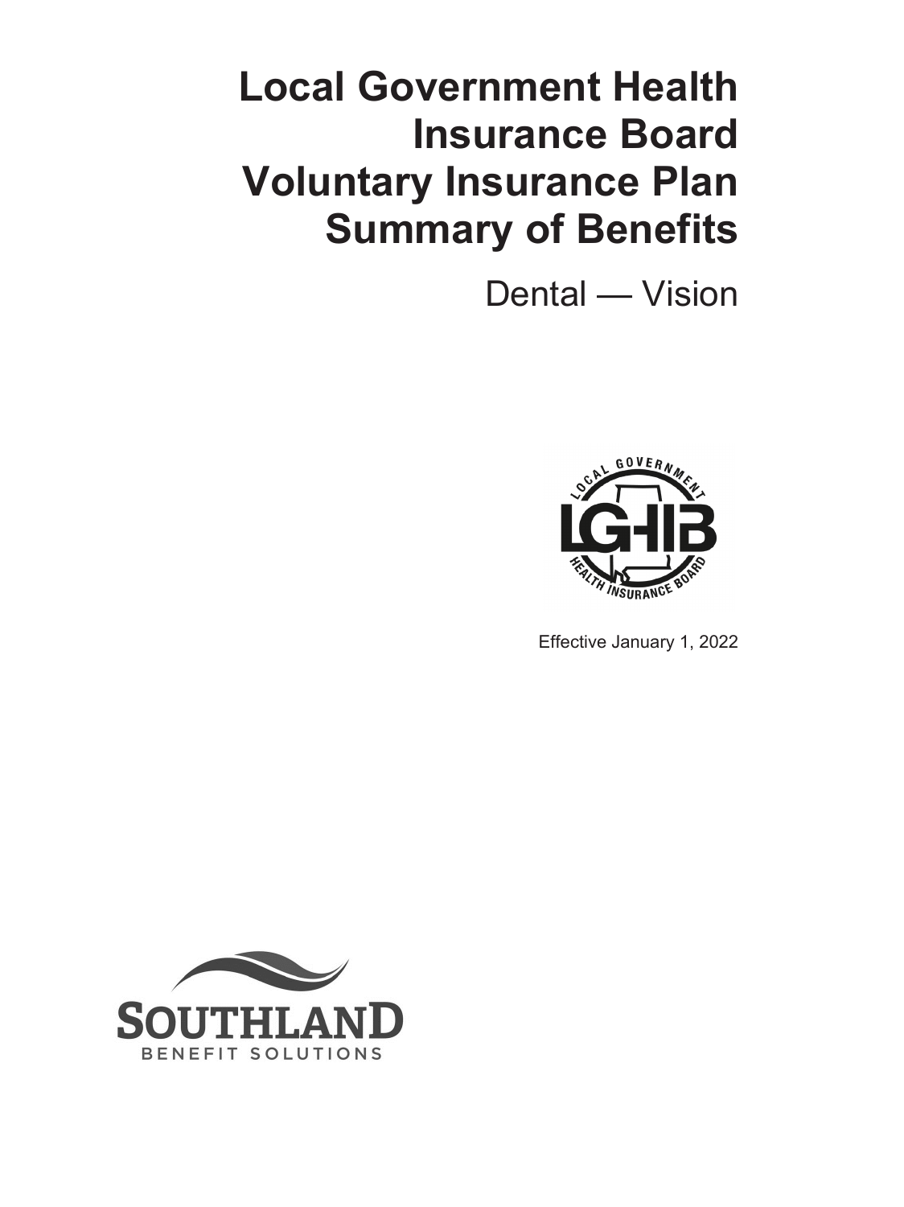# Local Government Health Insurance Board Voluntary Insurance Plan Summary of Benefits

Dental — Vision

Effective January 1, 2022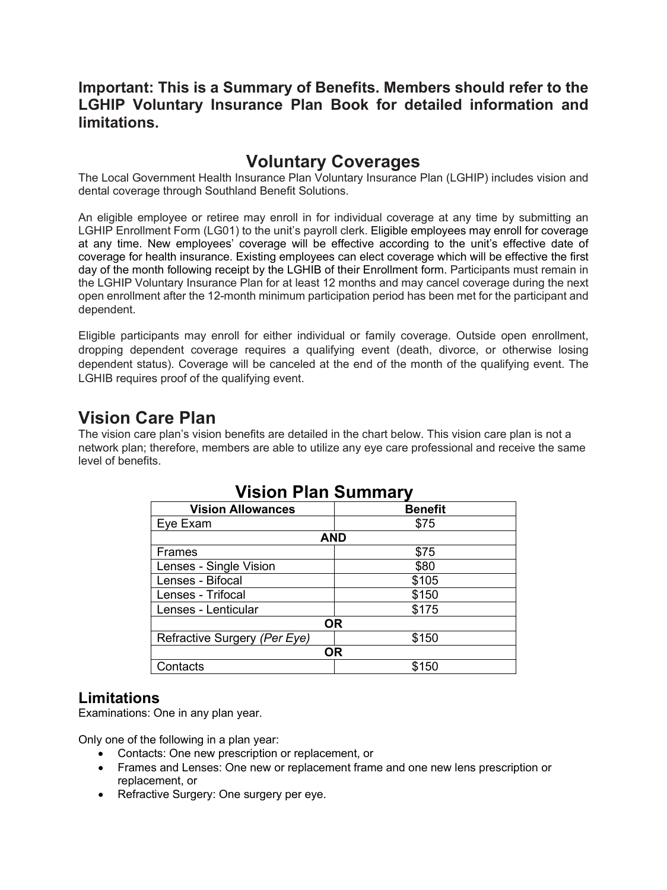**Important: This is a Summary of Benefits. Members should refer to the LGHIP Voluntary Insurance Plan Book for detailed information and limitations.**

# Voluntary Coverages

The Local Government Health Insurance Plan Voluntary Insurance Plan (LGHIP) includes vision and dental coverage through Southland Benefit Solutions.

An eligible employee or retiree may enroll in for individual coverage at any time by submitting an LGHIP Enrollment Form (LG01) to the unit's payroll clerk. Eligible employees may enroll for coverage at any time. New employees' coverage will be effective according to the unit's effective date of coverage for health insurance. Existing employees can elect coverage which will be effective the first day of the month following receipt by the LGHIB of their Enrollment form. Participants must remain in the LGHIP Voluntary Insurance Plan for at least 12 months and may cancel coverage during the next open enrollment after the 12-month minimum participation period has been met for the participant and dependent.

Eligible participants may enroll for either individual or family coverage. Outside open enrollment, dropping dependent coverage requires a qualifying event (death, divorce, or otherwise losing dependent status). Coverage will be canceled at the end of the month of the qualifying event. The LGHIB requires proof of the qualifying event.

## Vision Care Plan

The vision care plan's vision benefits are detailed in the chart below. This vision care plan is not a network plan; therefore, members are able to utilize any eye care professional and receive the same level of benefits.

### Vision Plan Summary

| Vision Allowances | Benefit |
|---|---|
| Eye Exam | $75 |
| **AND** | |
| Frames | $75 |
| Lenses - Single Vision | $80 |
| Lenses - Bifocal | $105 |
| Lenses - Trifocal | $150 |
| Lenses - Lenticular | $175 |
| **OR** | |
| Refractive Surgery *(Per Eye)* | $150 |
| **OR** | |
| Contacts | $150 |

### Limitations

Examinations: One in any plan year.

Only one of the following in a plan year:

- Contacts: One new prescription or replacement, or
- Frames and Lenses: One new or replacement frame and one new lens prescription or replacement, or
- Refractive Surgery: One surgery per eye.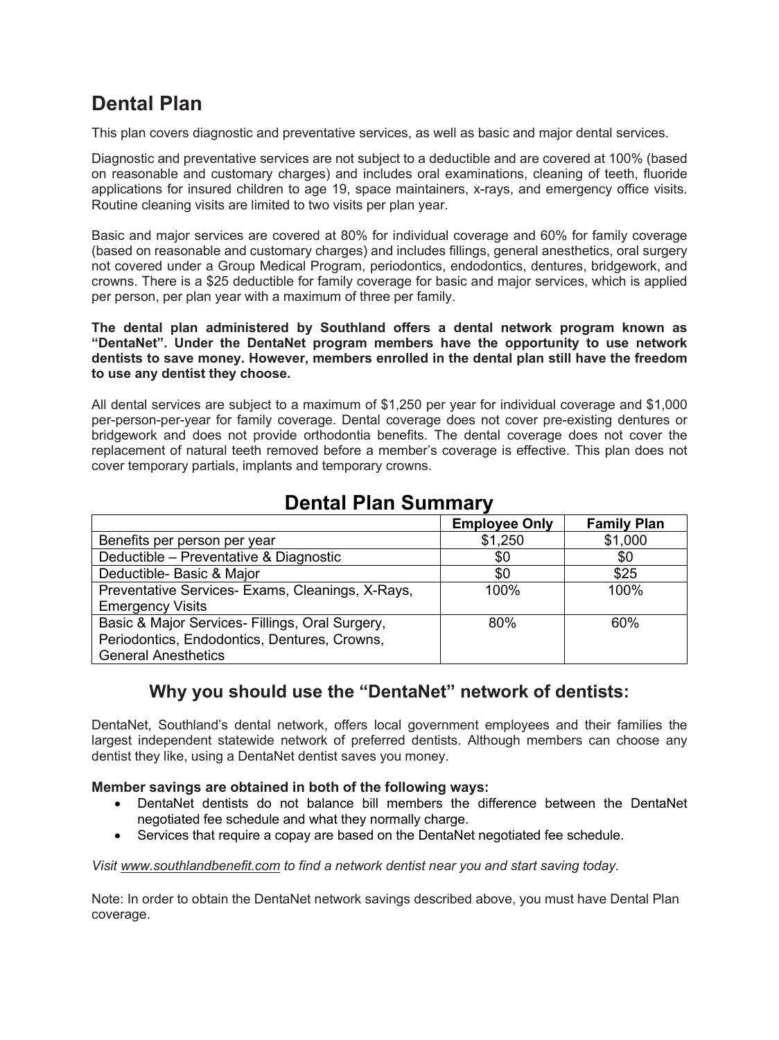# Dental Plan

This plan covers diagnostic and preventative services, as well as basic and major dental services.

Diagnostic and preventative services are not subject to a deductible and are covered at 100% (based on reasonable and customary charges) and includes oral examinations, cleaning of teeth, fluoride applications for insured children to age 19, space maintainers, x-rays, and emergency office visits. Routine cleaning visits are limited to two visits per plan year.

Basic and major services are covered at 80% for individual coverage and 60% for family coverage (based on reasonable and customary charges) and includes fillings, general anesthetics, oral surgery not covered under a Group Medical Program, periodontics, endodontics, dentures, bridgework, and crowns. There is a $25 deductible for family coverage for basic and major services, which is applied per person, per plan year with a maximum of three per family.

**The dental plan administered by Southland offers a dental network program known as "DentaNet". Under the DentaNet program members have the opportunity to use network dentists to save money. However, members enrolled in the dental plan still have the freedom to use any dentist they choose.**

All dental services are subject to a maximum of $1,250 per year for individual coverage and $1,000 per-person-per-year for family coverage. Dental coverage does not cover pre-existing dentures or bridgework and does not provide orthodontia benefits. The dental coverage does not cover the replacement of natural teeth removed before a member's coverage is effective. This plan does not cover temporary partials, implants and temporary crowns.

## Dental Plan Summary

| | Employee Only | Family Plan |
|---|---|---|
| Benefits per person per year | $1,250 | $1,000 |
| Deductible – Preventative & Diagnostic | $0 | $0 |
| Deductible- Basic & Major | $0 | $25 |
| Preventative Services- Exams, Cleanings, X-Rays, Emergency Visits | 100% | 100% |
| Basic & Major Services- Fillings, Oral Surgery, Periodontics, Endodontics, Dentures, Crowns, General Anesthetics | 80% | 60% |

## Why you should use the "DentaNet" network of dentists:

DentaNet, Southland's dental network, offers local government employees and their families the largest independent statewide network of preferred dentists. Although members can choose any dentist they like, using a DentaNet dentist saves you money.

**Member savings are obtained in both of the following ways:**

- DentaNet dentists do not balance bill members the difference between the DentaNet negotiated fee schedule and what they normally charge.
- Services that require a copay are based on the DentaNet negotiated fee schedule.

*Visit www.southlandbenefit.com to find a network dentist near you and start saving today.*

Note: In order to obtain the DentaNet network savings described above, you must have Dental Plan coverage.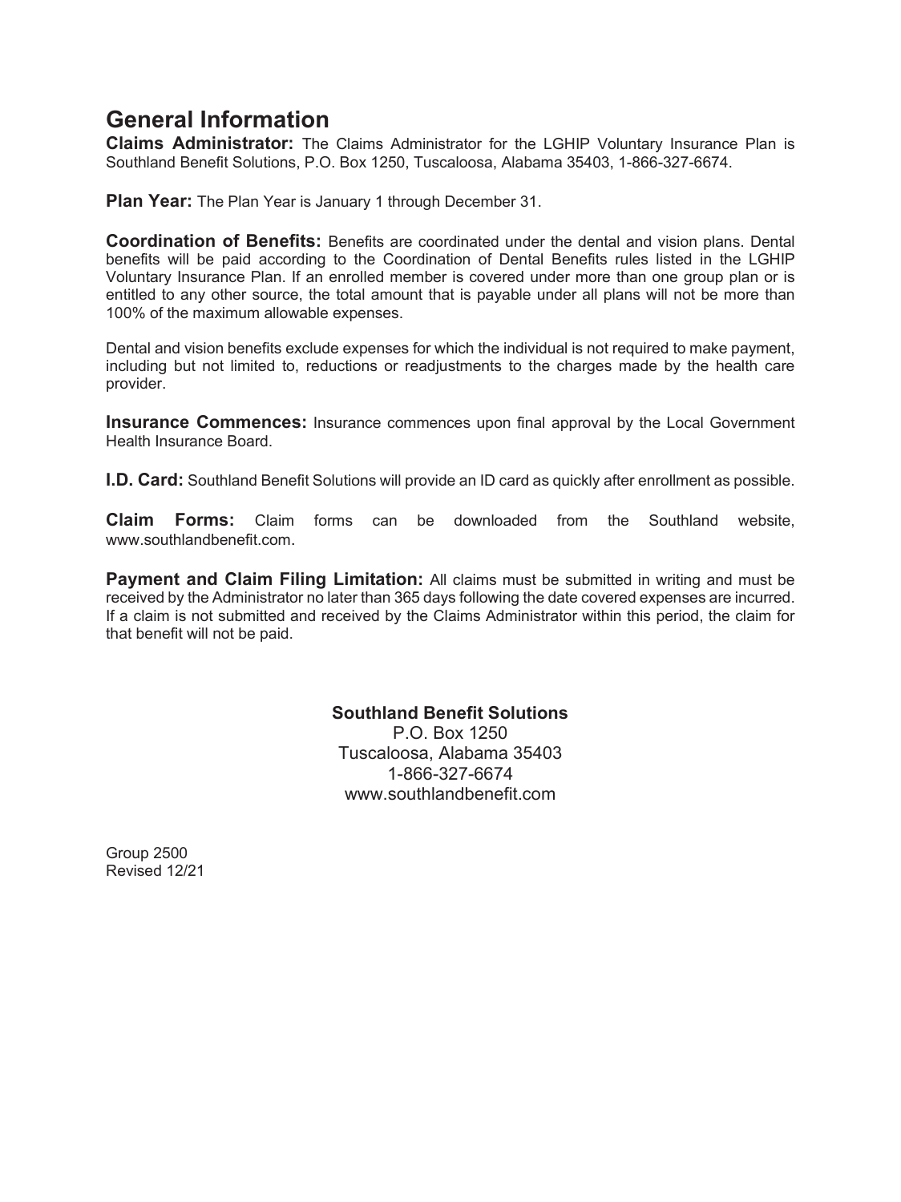## General Information

**Claims Administrator:** The Claims Administrator for the LGHIP Voluntary Insurance Plan is Southland Benefit Solutions, P.O. Box 1250, Tuscaloosa, Alabama 35403, 1-866-327-6674.

**Plan Year:** The Plan Year is January 1 through December 31.

**Coordination of Benefits:** Benefits are coordinated under the dental and vision plans. Dental benefits will be paid according to the Coordination of Dental Benefits rules listed in the LGHIP Voluntary Insurance Plan. If an enrolled member is covered under more than one group plan or is entitled to any other source, the total amount that is payable under all plans will not be more than 100% of the maximum allowable expenses.

Dental and vision benefits exclude expenses for which the individual is not required to make payment, including but not limited to, reductions or readjustments to the charges made by the health care provider.

**Insurance Commences:** Insurance commences upon final approval by the Local Government Health Insurance Board.

**I.D. Card:** Southland Benefit Solutions will provide an ID card as quickly after enrollment as possible.

**Claim Forms:** Claim forms can be downloaded from the Southland website, www.southlandbenefit.com.

**Payment and Claim Filing Limitation:** All claims must be submitted in writing and must be received by the Administrator no later than 365 days following the date covered expenses are incurred. If a claim is not submitted and received by the Claims Administrator within this period, the claim for that benefit will not be paid.

**Southland Benefit Solutions**
P.O. Box 1250
Tuscaloosa, Alabama 35403
1-866-327-6674
www.southlandbenefit.com

Group 2500
Revised 12/21